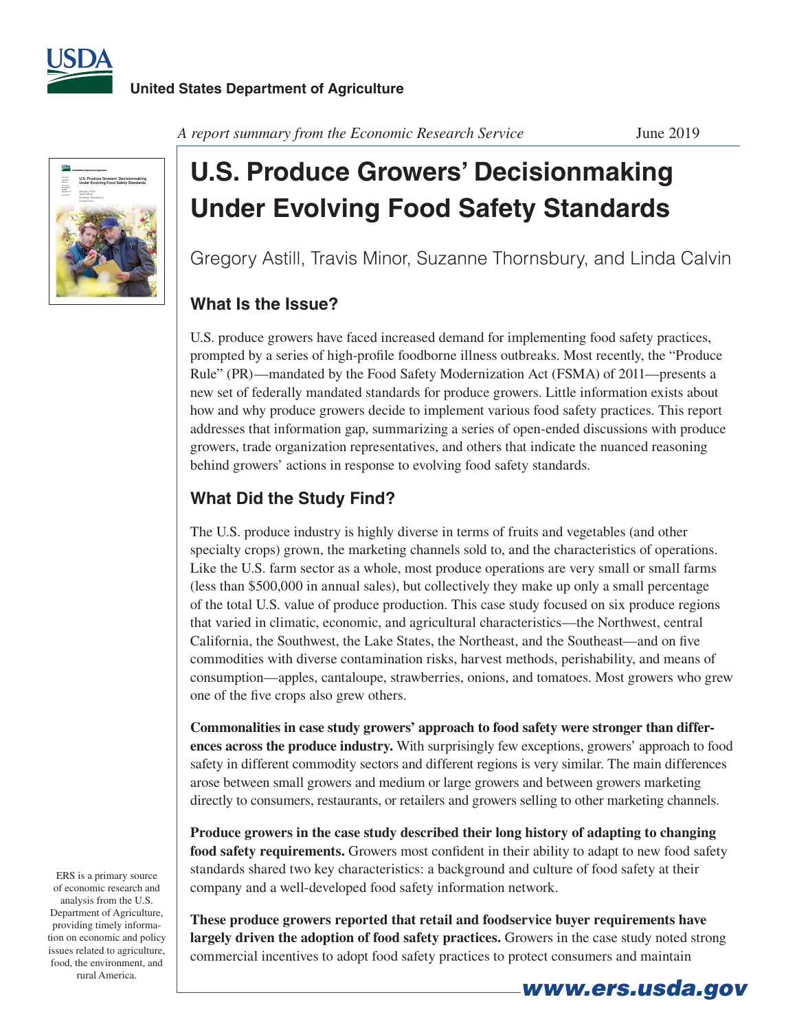United States Department of Agriculture

*A report summary from the Economic Research Service*

June 2019

# U.S. Produce Growers' Decisionmaking Under Evolving Food Safety Standards

Gregory Astill, Travis Minor, Suzanne Thornsbury, and Linda Calvin

## What Is the Issue?

U.S. produce growers have faced increased demand for implementing food safety practices, prompted by a series of high-profile foodborne illness outbreaks. Most recently, the "Produce Rule" (PR)—mandated by the Food Safety Modernization Act (FSMA) of 2011—presents a new set of federally mandated standards for produce growers. Little information exists about how and why produce growers decide to implement various food safety practices. This report addresses that information gap, summarizing a series of open-ended discussions with produce growers, trade organization representatives, and others that indicate the nuanced reasoning behind growers' actions in response to evolving food safety standards.

## What Did the Study Find?

The U.S. produce industry is highly diverse in terms of fruits and vegetables (and other specialty crops) grown, the marketing channels sold to, and the characteristics of operations. Like the U.S. farm sector as a whole, most produce operations are very small or small farms (less than $500,000 in annual sales), but collectively they make up only a small percentage of the total U.S. value of produce production. This case study focused on six produce regions that varied in climatic, economic, and agricultural characteristics—the Northwest, central California, the Southwest, the Lake States, the Northeast, and the Southeast—and on five commodities with diverse contamination risks, harvest methods, perishability, and means of consumption—apples, cantaloupe, strawberries, onions, and tomatoes. Most growers who grew one of the five crops also grew others.

**Commonalities in case study growers' approach to food safety were stronger than differences across the produce industry.** With surprisingly few exceptions, growers' approach to food safety in different commodity sectors and different regions is very similar. The main differences arose between small growers and medium or large growers and between growers marketing directly to consumers, restaurants, or retailers and growers selling to other marketing channels.

**Produce growers in the case study described their long history of adapting to changing food safety requirements.** Growers most confident in their ability to adapt to new food safety standards shared two key characteristics: a background and culture of food safety at their company and a well-developed food safety information network.

**These produce growers reported that retail and foodservice buyer requirements have largely driven the adoption of food safety practices.** Growers in the case study noted strong commercial incentives to adopt food safety practices to protect consumers and maintain

ERS is a primary source of economic research and analysis from the U.S. Department of Agriculture, providing timely information on economic and policy issues related to agriculture, food, the environment, and rural America.

www.ers.usda.gov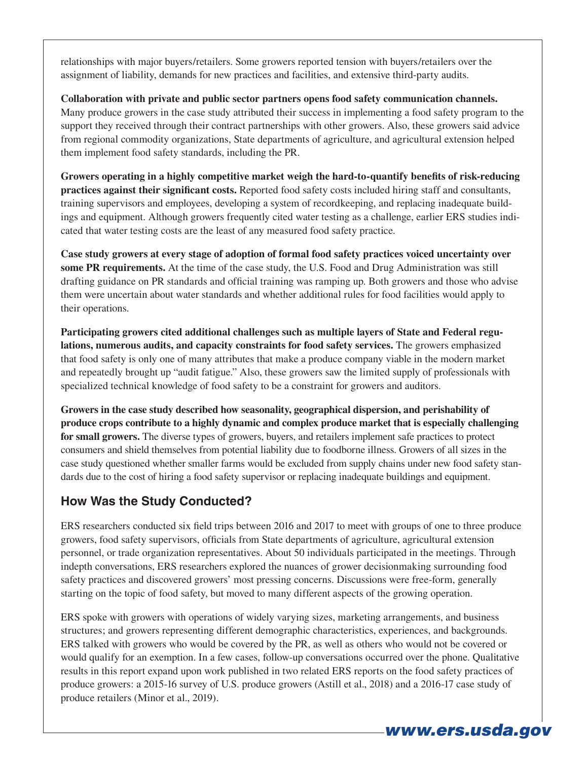relationships with major buyers/retailers. Some growers reported tension with buyers/retailers over the assignment of liability, demands for new practices and facilities, and extensive third-party audits.

**Collaboration with private and public sector partners opens food safety communication channels.** Many produce growers in the case study attributed their success in implementing a food safety program to the support they received through their contract partnerships with other growers. Also, these growers said advice from regional commodity organizations, State departments of agriculture, and agricultural extension helped them implement food safety standards, including the PR.

**Growers operating in a highly competitive market weigh the hard-to-quantify benefits of risk-reducing practices against their significant costs.** Reported food safety costs included hiring staff and consultants, training supervisors and employees, developing a system of recordkeeping, and replacing inadequate buildings and equipment. Although growers frequently cited water testing as a challenge, earlier ERS studies indicated that water testing costs are the least of any measured food safety practice.

**Case study growers at every stage of adoption of formal food safety practices voiced uncertainty over some PR requirements.** At the time of the case study, the U.S. Food and Drug Administration was still drafting guidance on PR standards and official training was ramping up. Both growers and those who advise them were uncertain about water standards and whether additional rules for food facilities would apply to their operations.

**Participating growers cited additional challenges such as multiple layers of State and Federal regulations, numerous audits, and capacity constraints for food safety services.** The growers emphasized that food safety is only one of many attributes that make a produce company viable in the modern market and repeatedly brought up "audit fatigue." Also, these growers saw the limited supply of professionals with specialized technical knowledge of food safety to be a constraint for growers and auditors.

**Growers in the case study described how seasonality, geographical dispersion, and perishability of produce crops contribute to a highly dynamic and complex produce market that is especially challenging for small growers.** The diverse types of growers, buyers, and retailers implement safe practices to protect consumers and shield themselves from potential liability due to foodborne illness. Growers of all sizes in the case study questioned whether smaller farms would be excluded from supply chains under new food safety standards due to the cost of hiring a food safety supervisor or replacing inadequate buildings and equipment.

## How Was the Study Conducted?

ERS researchers conducted six field trips between 2016 and 2017 to meet with groups of one to three produce growers, food safety supervisors, officials from State departments of agriculture, agricultural extension personnel, or trade organization representatives. About 50 individuals participated in the meetings. Through indepth conversations, ERS researchers explored the nuances of grower decisionmaking surrounding food safety practices and discovered growers' most pressing concerns. Discussions were free-form, generally starting on the topic of food safety, but moved to many different aspects of the growing operation.

ERS spoke with growers with operations of widely varying sizes, marketing arrangements, and business structures; and growers representing different demographic characteristics, experiences, and backgrounds. ERS talked with growers who would be covered by the PR, as well as others who would not be covered or would qualify for an exemption. In a few cases, follow-up conversations occurred over the phone. Qualitative results in this report expand upon work published in two related ERS reports on the food safety practices of produce growers: a 2015-16 survey of U.S. produce growers (Astill et al., 2018) and a 2016-17 case study of produce retailers (Minor et al., 2019).